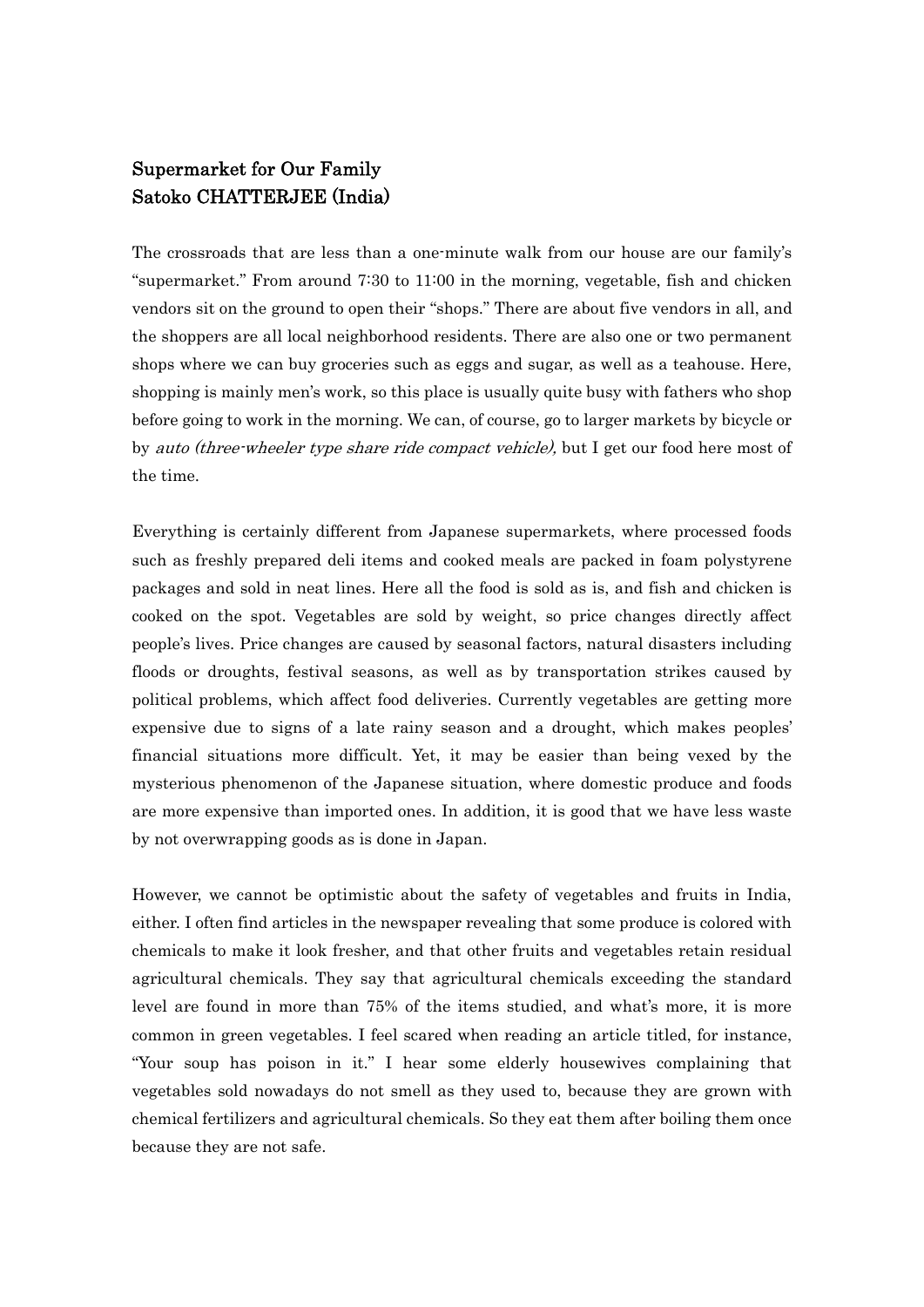# Supermarket for Our Family
## Satoko CHATTERJEE (India)

The crossroads that are less than a one-minute walk from our house are our family's "supermarket." From around 7:30 to 11:00 in the morning, vegetable, fish and chicken vendors sit on the ground to open their "shops." There are about five vendors in all, and the shoppers are all local neighborhood residents. There are also one or two permanent shops where we can buy groceries such as eggs and sugar, as well as a teahouse. Here, shopping is mainly men's work, so this place is usually quite busy with fathers who shop before going to work in the morning. We can, of course, go to larger markets by bicycle or by *auto (three-wheeler type share ride compact vehicle),* but I get our food here most of the time.

Everything is certainly different from Japanese supermarkets, where processed foods such as freshly prepared deli items and cooked meals are packed in foam polystyrene packages and sold in neat lines. Here all the food is sold as is, and fish and chicken is cooked on the spot. Vegetables are sold by weight, so price changes directly affect people's lives. Price changes are caused by seasonal factors, natural disasters including floods or droughts, festival seasons, as well as by transportation strikes caused by political problems, which affect food deliveries. Currently vegetables are getting more expensive due to signs of a late rainy season and a drought, which makes peoples' financial situations more difficult. Yet, it may be easier than being vexed by the mysterious phenomenon of the Japanese situation, where domestic produce and foods are more expensive than imported ones. In addition, it is good that we have less waste by not overwrapping goods as is done in Japan.

However, we cannot be optimistic about the safety of vegetables and fruits in India, either. I often find articles in the newspaper revealing that some produce is colored with chemicals to make it look fresher, and that other fruits and vegetables retain residual agricultural chemicals. They say that agricultural chemicals exceeding the standard level are found in more than 75% of the items studied, and what's more, it is more common in green vegetables. I feel scared when reading an article titled, for instance, "Your soup has poison in it." I hear some elderly housewives complaining that vegetables sold nowadays do not smell as they used to, because they are grown with chemical fertilizers and agricultural chemicals. So they eat them after boiling them once because they are not safe.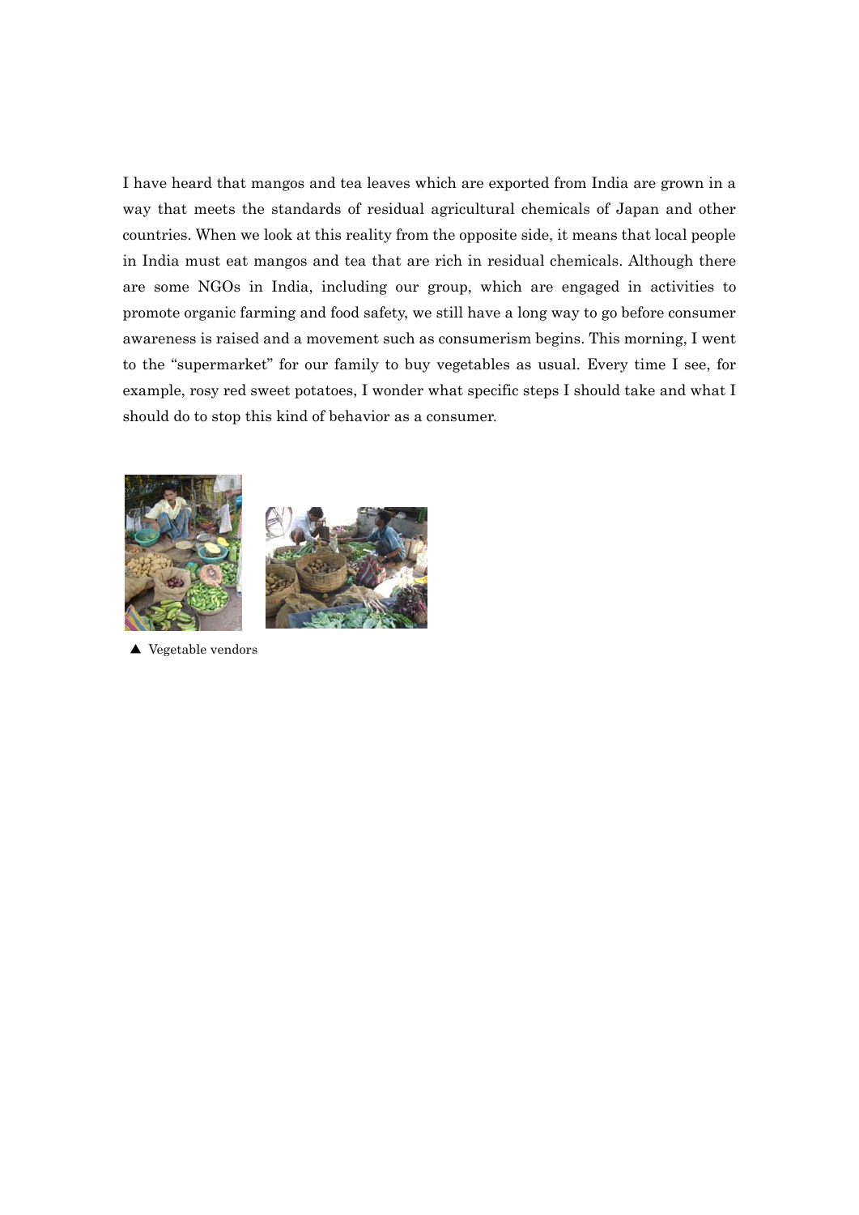I have heard that mangos and tea leaves which are exported from India are grown in a way that meets the standards of residual agricultural chemicals of Japan and other countries. When we look at this reality from the opposite side, it means that local people in India must eat mangos and tea that are rich in residual chemicals. Although there are some NGOs in India, including our group, which are engaged in activities to promote organic farming and food safety, we still have a long way to go before consumer awareness is raised and a movement such as consumerism begins. This morning, I went to the "supermarket" for our family to buy vegetables as usual. Every time I see, for example, rosy red sweet potatoes, I wonder what specific steps I should take and what I should do to stop this kind of behavior as a consumer.

▲ Vegetable vendors